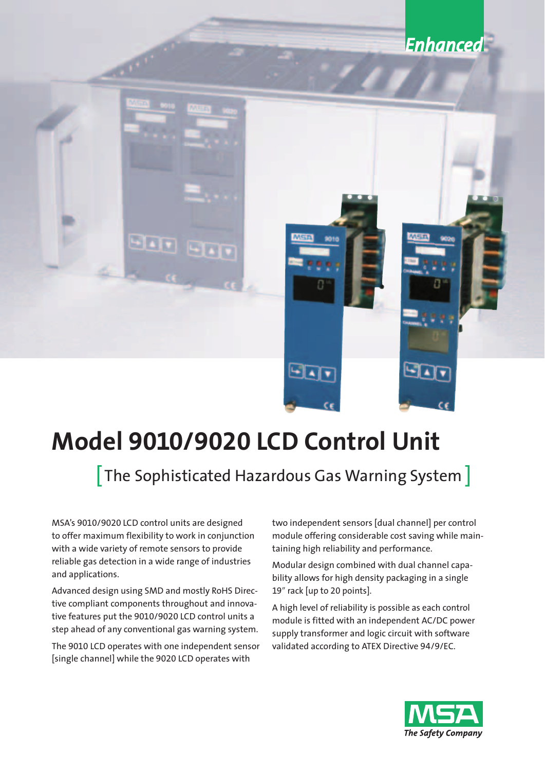Enhanced

# Model 9010/9020 LCD Control Unit

## [The Sophisticated Hazardous Gas Warning System]

MSA's 9010/9020 LCD control units are designed to offer maximum flexibility to work in conjunction with a wide variety of remote sensors to provide reliable gas detection in a wide range of industries and applications.

Advanced design using SMD and mostly RoHS Directive compliant components throughout and innovative features put the 9010/9020 LCD control units a step ahead of any conventional gas warning system.

The 9010 LCD operates with one independent sensor [single channel] while the 9020 LCD operates with two independent sensors [dual channel] per control module offering considerable cost saving while maintaining high reliability and performance.

Modular design combined with dual channel capability allows for high density packaging in a single 19″ rack [up to 20 points].

A high level of reliability is possible as each control module is fitted with an independent AC/DC power supply transformer and logic circuit with software validated according to ATEX Directive 94/9/EC.

MSA
*The Safety Company*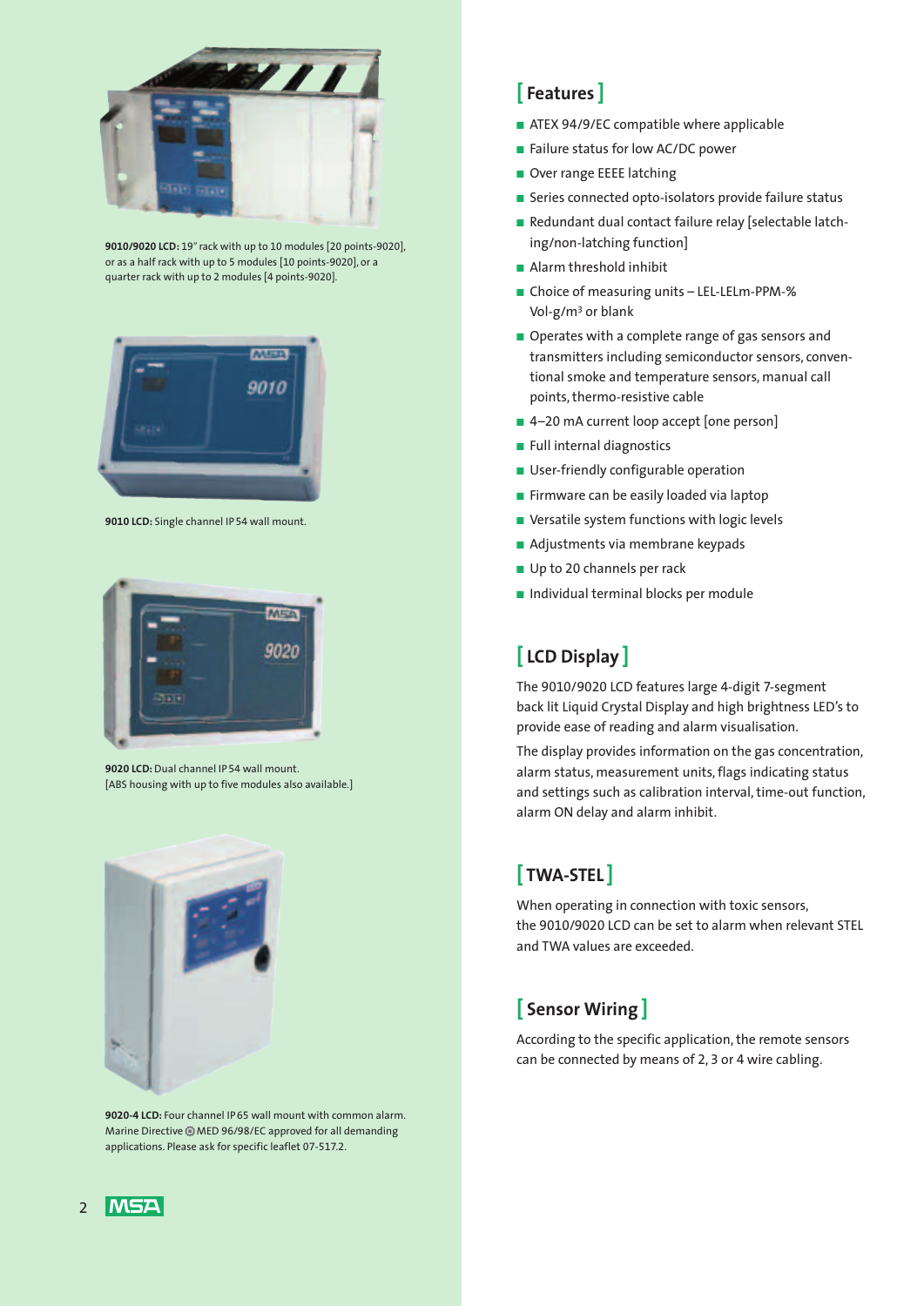**9010/9020 LCD:** 19" rack with up to 10 modules [20 points-9020], or as a half rack with up to 5 modules [10 points-9020], or a quarter rack with up to 2 modules [4 points-9020].

**9010 LCD:** Single channel IP 54 wall mount.

**9020 LCD:** Dual channel IP 54 wall mount. [ABS housing with up to five modules also available.]

**9020-4 LCD:** Four channel IP 65 wall mount with common alarm. Marine Directive ⊛ MED 96/98/EC approved for all demanding applications. Please ask for specific leaflet 07-517.2.

## [ Features ]

- ATEX 94/9/EC compatible where applicable
- Failure status for low AC/DC power
- Over range EEEE latching
- Series connected opto-isolators provide failure status
- Redundant dual contact failure relay [selectable latching/non-latching function]
- Alarm threshold inhibit
- Choice of measuring units – LEL-LELm-PPM-% Vol-g/m³ or blank
- Operates with a complete range of gas sensors and transmitters including semiconductor sensors, conventional smoke and temperature sensors, manual call points, thermo-resistive cable
- 4–20 mA current loop accept [one person]
- Full internal diagnostics
- User-friendly configurable operation
- Firmware can be easily loaded via laptop
- Versatile system functions with logic levels
- Adjustments via membrane keypads
- Up to 20 channels per rack
- Individual terminal blocks per module

## [ LCD Display ]

The 9010/9020 LCD features large 4-digit 7-segment back lit Liquid Crystal Display and high brightness LED's to provide ease of reading and alarm visualisation.

The display provides information on the gas concentration, alarm status, measurement units, flags indicating status and settings such as calibration interval, time-out function, alarm ON delay and alarm inhibit.

## [ TWA-STEL ]

When operating in connection with toxic sensors, the 9010/9020 LCD can be set to alarm when relevant STEL and TWA values are exceeded.

## [ Sensor Wiring ]

According to the specific application, the remote sensors can be connected by means of 2, 3 or 4 wire cabling.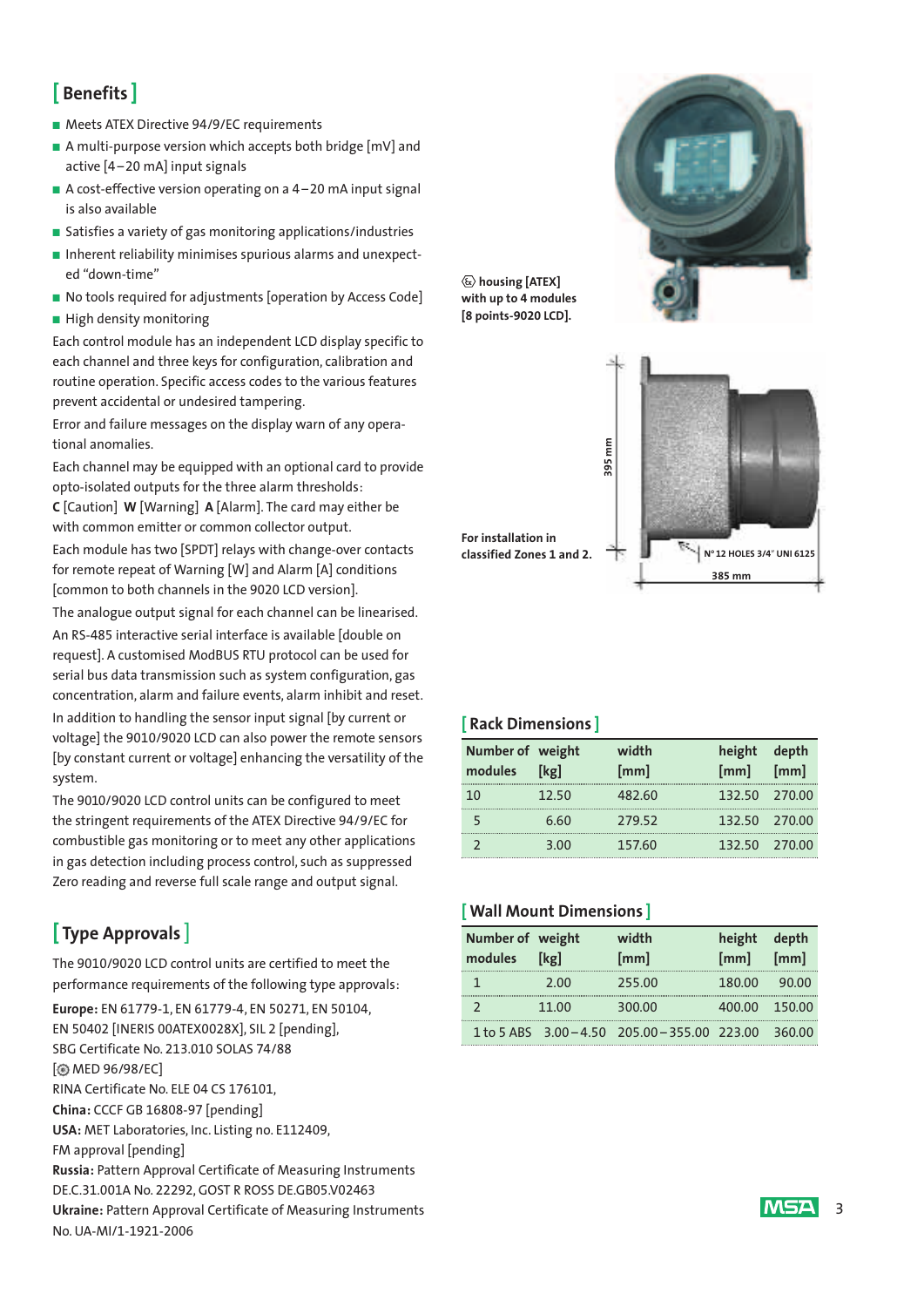## [ Benefits ]

- Meets ATEX Directive 94/9/EC requirements
- A multi-purpose version which accepts both bridge [mV] and active [4–20 mA] input signals
- A cost-effective version operating on a 4–20 mA input signal is also available
- Satisfies a variety of gas monitoring applications/industries
- Inherent reliability minimises spurious alarms and unexpected "down-time"
- No tools required for adjustments [operation by Access Code]
- High density monitoring

Each control module has an independent LCD display specific to each channel and three keys for configuration, calibration and routine operation. Specific access codes to the various features prevent accidental or undesired tampering.

Error and failure messages on the display warn of any operational anomalies.

Each channel may be equipped with an optional card to provide opto-isolated outputs for the three alarm thresholds: **C** [Caution] **W** [Warning] **A** [Alarm]. The card may either be with common emitter or common collector output.

Each module has two [SPDT] relays with change-over contacts for remote repeat of Warning [W] and Alarm [A] conditions [common to both channels in the 9020 LCD version].

The analogue output signal for each channel can be linearised.

An RS-485 interactive serial interface is available [double on request]. A customised ModBUS RTU protocol can be used for serial bus data transmission such as system configuration, gas concentration, alarm and failure events, alarm inhibit and reset.

In addition to handling the sensor input signal [by current or voltage] the 9010/9020 LCD can also power the remote sensors [by constant current or voltage] enhancing the versatility of the system.

The 9010/9020 LCD control units can be configured to meet the stringent requirements of the ATEX Directive 94/9/EC for combustible gas monitoring or to meet any other applications in gas detection including process control, such as suppressed Zero reading and reverse full scale range and output signal.

## [ Type Approvals ]

The 9010/9020 LCD control units are certified to meet the performance requirements of the following type approvals:

**Europe:** EN 61779-1, EN 61779-4, EN 50271, EN 50104, EN 50402 [INERIS 00ATEX0028X], SIL 2 [pending], SBG Certificate No. 213.010 SOLAS 74/88 [MED 96/98/EC] RINA Certificate No. ELE 04 CS 176101,
**China:** CCCF GB 16808-97 [pending]
**USA:** MET Laboratories, Inc. Listing no. E112409, FM approval [pending]
**Russia:** Pattern Approval Certificate of Measuring Instruments DE.C.31.001A No. 22292, GOST R ROSS DE.GB05.V02463
**Ukraine:** Pattern Approval Certificate of Measuring Instruments No. UA-MI/1-1921-2006

Ex housing [ATEX] with up to 4 modules [8 points-9020 LCD].

For installation in classified Zones 1 and 2.

395 mm

N° 12 HOLES 3/4" UNI 6125

385 mm

## [ Rack Dimensions ]

| Number of modules | weight [kg] | width [mm] | height [mm] | depth [mm] |
|---|---|---|---|---|
| 10 | 12.50 | 482.60 | 132.50 | 270.00 |
| 5 | 6.60 | 279.52 | 132.50 | 270.00 |
| 2 | 3.00 | 157.60 | 132.50 | 270.00 |

## [ Wall Mount Dimensions ]

| Number of modules | weight [kg] | width [mm] | height [mm] | depth [mm] |
|---|---|---|---|---|
| 1 | 2.00 | 255.00 | 180.00 | 90.00 |
| 2 | 11.00 | 300.00 | 400.00 | 150.00 |
| 1 to 5 ABS | 3.00–4.50 | 205.00–355.00 | 223.00 | 360.00 |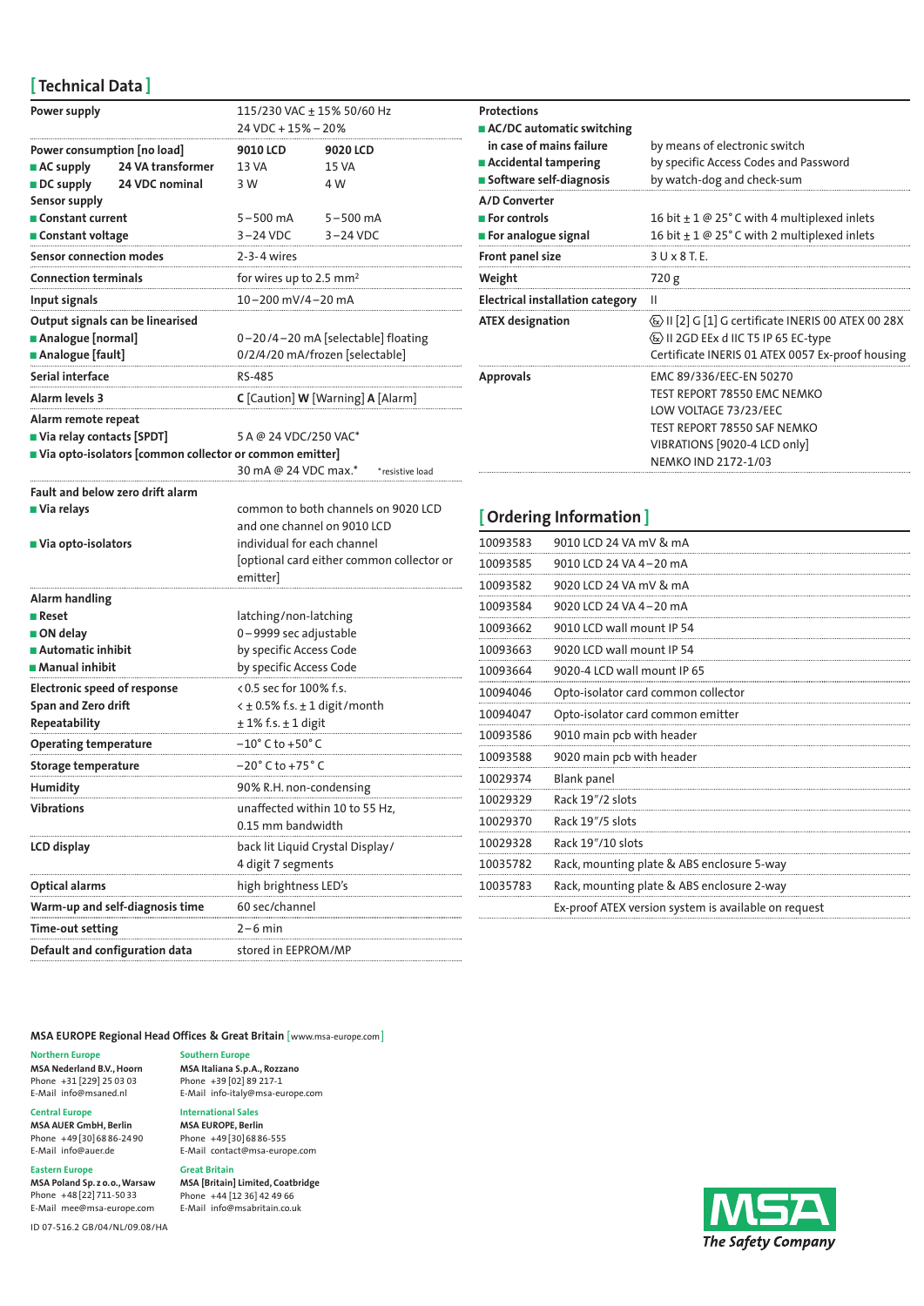## [ Technical Data ]

| | | |
|---|---|---|
| **Power supply** | 115/230 VAC ± 15% 50/60 Hz<br>24 VDC + 15% – 20% | |
| **Power consumption [no load]** | **9010 LCD** | **9020 LCD** |
| ■ **AC supply** — **24 VA transformer** | 13 VA | 15 VA |
| ■ **DC supply** — **24 VDC nominal** | 3 W | 4 W |
| **Sensor supply** | | |
| ■ **Constant current** | 5 – 500 mA | 5 – 500 mA |
| ■ **Constant voltage** | 3 – 24 VDC | 3 – 24 VDC |
| **Sensor connection modes** | 2-3-4 wires | |
| **Connection terminals** | for wires up to 2.5 mm² | |
| **Input signals** | 10 – 200 mV/4 – 20 mA | |
| **Output signals can be linearised** | | |
| ■ **Analogue [normal]** | 0 – 20 /4 – 20 mA [selectable] floating | |
| ■ **Analogue [fault]** | 0/2/4/20 mA/frozen [selectable] | |
| **Serial interface** | RS-485 | |
| **Alarm levels 3** | **C** [Caution] **W** [Warning] **A** [Alarm] | |
| **Alarm remote repeat** | | |
| ■ **Via relay contacts [SPDT]** | 5 A @ 24 VDC/250 VAC* | |
| ■ **Via opto-isolators [common collector or common emitter]** | 30 mA @ 24 VDC max.* | *resistive load |
| **Fault and below zero drift alarm** | | |
| ■ **Via relays** | common to both channels on 9020 LCD and one channel on 9010 LCD | |
| ■ **Via opto-isolators** | individual for each channel [optional card either common collector or emitter] | |
| **Alarm handling** | | |
| ■ **Reset** | latching/non-latching | |
| ■ **ON delay** | 0 – 9999 sec adjustable | |
| ■ **Automatic inhibit** | by specific Access Code | |
| ■ **Manual inhibit** | by specific Access Code | |
| **Electronic speed of response** | < 0.5 sec for 100% f.s. | |
| **Span and Zero drift** | < ± 0.5% f.s. ± 1 digit/month | |
| **Repeatability** | ± 1% f.s. ± 1 digit | |
| **Operating temperature** | –10° C to +50° C | |
| **Storage temperature** | –20° C to +75° C | |
| **Humidity** | 90% R.H. non-condensing | |
| **Vibrations** | unaffected within 10 to 55 Hz, 0.15 mm bandwidth | |
| **LCD display** | back lit Liquid Crystal Display/ 4 digit 7 segments | |
| **Optical alarms** | high brightness LED's | |
| **Warm-up and self-diagnosis time** | 60 sec/channel | |
| **Time-out setting** | 2 – 6 min | |
| **Default and configuration data** | stored in EEPROM/MP | |

| | |
|---|---|
| **Protections** | |
| ■ **AC/DC automatic switching in case of mains failure** | by means of electronic switch |
| ■ **Accidental tampering** | by specific Access Codes and Password |
| ■ **Software self-diagnosis** | by watch-dog and check-sum |
| **A/D Converter** | |
| ■ **For controls** | 16 bit ± 1 @ 25° C with 4 multiplexed inlets |
| ■ **For analogue signal** | 16 bit ± 1 @ 25° C with 2 multiplexed inlets |
| **Front panel size** | 3 U x 8 T. E. |
| **Weight** | 720 g |
| **Electrical installation category** | II |
| **ATEX designation** | Ex II [2] G [1] G certificate INERIS 00 ATEX 00 28X<br>Ex II 2GD EEx d IIC T5 IP 65 EC-type<br>Certificate INERIS 01 ATEX 0057 Ex-proof housing |
| **Approvals** | EMC 89/336/EEC-EN 50270<br>TEST REPORT 78550 EMC NEMKO<br>LOW VOLTAGE 73/23/EEC<br>TEST REPORT 78550 SAF NEMKO<br>VIBRATIONS [9020-4 LCD only]<br>NEMKO IND 2172-1/03 |

## [ Ordering Information ]

| | |
|---|---|
| 10093583 | 9010 LCD 24 VA mV & mA |
| 10093585 | 9010 LCD 24 VA 4 – 20 mA |
| 10093582 | 9020 LCD 24 VA mV & mA |
| 10093584 | 9020 LCD 24 VA 4 – 20 mA |
| 10093662 | 9010 LCD wall mount IP 54 |
| 10093663 | 9020 LCD wall mount IP 54 |
| 10093664 | 9020-4 LCD wall mount IP 65 |
| 10094046 | Opto-isolator card common collector |
| 10094047 | Opto-isolator card common emitter |
| 10093586 | 9010 main pcb with header |
| 10093588 | 9020 main pcb with header |
| 10029374 | Blank panel |
| 10029329 | Rack 19"/2 slots |
| 10029370 | Rack 19"/5 slots |
| 10029328 | Rack 19"/10 slots |
| 10035782 | Rack, mounting plate & ABS enclosure 5-way |
| 10035783 | Rack, mounting plate & ABS enclosure 2-way |
| | Ex-proof ATEX version system is available on request |

**MSA EUROPE Regional Head Offices & Great Britain** [www.msa-europe.com]

**Northern Europe**
**MSA Nederland B.V., Hoorn**
Phone +31 [229] 25 03 03
E-Mail info@msaned.nl

**Southern Europe**
**MSA Italiana S.p.A., Rozzano**
Phone +39 [02] 89 217-1
E-Mail info-italy@msa-europe.com

**Central Europe**
**MSA AUER GmbH, Berlin**
Phone +49 [30] 68 86-24 90
E-Mail info@auer.de

**International Sales**
**MSA EUROPE, Berlin**
Phone +49 [30] 68 86-555
E-Mail contact@msa-europe.com

**Eastern Europe**
**MSA Poland Sp. z o.o., Warsaw**
Phone +48 [22] 711-50 33
E-Mail mee@msa-europe.com

**Great Britain**
**MSA [Britain] Limited, Coatbridge**
Phone +44 [12 36] 42 49 66
E-Mail info@msabritain.co.uk

ID 07-516.2 GB/04/NL/09.08/HA

MSA
*The Safety Company*